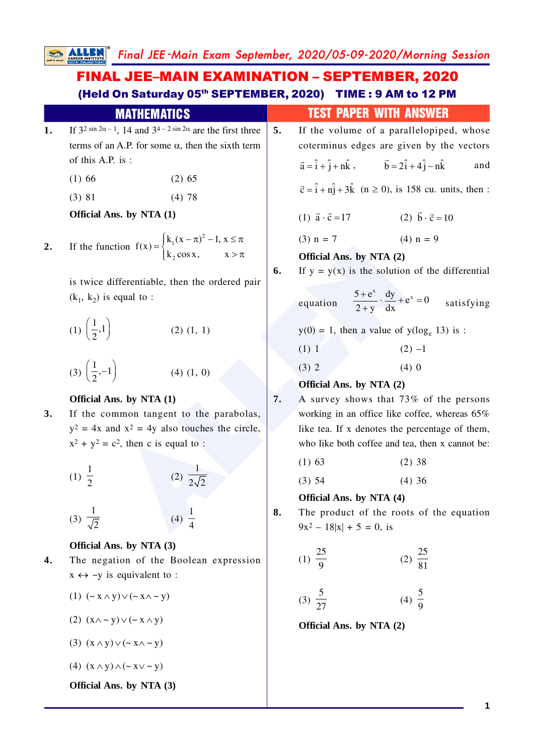# FINAL JEE–MAIN EXAMINATION – SEPTEMBER, 2020

**(Held On Saturday 05th SEPTEMBER, 2020) TIME : 9 AM to 12 PM**

## MATHEMATICS — TEST PAPER WITH ANSWER

**1.** If $3^{2\sin 2\alpha - 1}$, 14 and $3^{4 - 2\sin 2\alpha}$ are the first three terms of an A.P. for some $\alpha$, then the sixth term of this A.P. is :

(1) 66 (2) 65

(3) 81 (4) 78

**Official Ans. by NTA (1)**

**2.** If the function $f(x) = \begin{cases} k_1(x-\pi)^2 - 1, & x \le \pi \\ k_2 \cos x, & x > \pi \end{cases}$

is twice differentiable, then the ordered pair $(k_1, k_2)$ is equal to :

(1) $\left(\frac{1}{2}, 1\right)$ (2) (1, 1)

(3) $\left(\frac{1}{2}, -1\right)$ (4) (1, 0)

**Official Ans. by NTA (1)**

**3.** If the common tangent to the parabolas, $y^2 = 4x$ and $x^2 = 4y$ also touches the circle, $x^2 + y^2 = c^2$, then c is equal to :

(1) $\frac{1}{2}$ (2) $\frac{1}{2\sqrt{2}}$

(3) $\frac{1}{\sqrt{2}}$ (4) $\frac{1}{4}$

**Official Ans. by NTA (3)**

**4.** The negation of the Boolean expression $x \leftrightarrow \sim y$ is equivalent to :

(1) $(\sim x \wedge y) \vee (\sim x \wedge \sim y)$

(2) $(x \wedge \sim y) \vee (\sim x \wedge y)$

(3) $(x \wedge y) \vee (\sim x \wedge \sim y)$

(4) $(x \wedge y) \wedge (\sim x \vee \sim y)$

**Official Ans. by NTA (3)**

**5.** If the volume of a parallelopiped, whose coterminus edges are given by the vectors $\vec{a} = \hat{i} + \hat{j} + n\hat{k}$, $\vec{b} = 2\hat{i} + 4\hat{j} - n\hat{k}$ and $\vec{c} = \hat{i} + n\hat{j} + 3\hat{k}$ $(n \ge 0)$, is 158 cu. units, then :

(1) $\vec{a} \cdot \vec{c} = 17$ (2) $\vec{b} \cdot \vec{c} = 10$

(3) n = 7 (4) n = 9

**Official Ans. by NTA (2)**

**6.** If y = y(x) is the solution of the differential equation $\frac{5+e^x}{2+y} \cdot \frac{dy}{dx} + e^x = 0$ satisfying y(0) = 1, then a value of $y(\log_e 13)$ is :

(1) 1 (2) –1

(3) 2 (4) 0

**Official Ans. by NTA (2)**

**7.** A survey shows that 73% of the persons working in an office like coffee, whereas 65% like tea. If x denotes the percentage of them, who like both coffee and tea, then x cannot be:

(1) 63 (2) 38

(3) 54 (4) 36

**Official Ans. by NTA (4)**

**8.** The product of the roots of the equation $9x^2 - 18|x| + 5 = 0$, is

(1) $\frac{25}{9}$ (2) $\frac{25}{81}$

(3) $\frac{5}{27}$ (4) $\frac{5}{9}$

**Official Ans. by NTA (2)**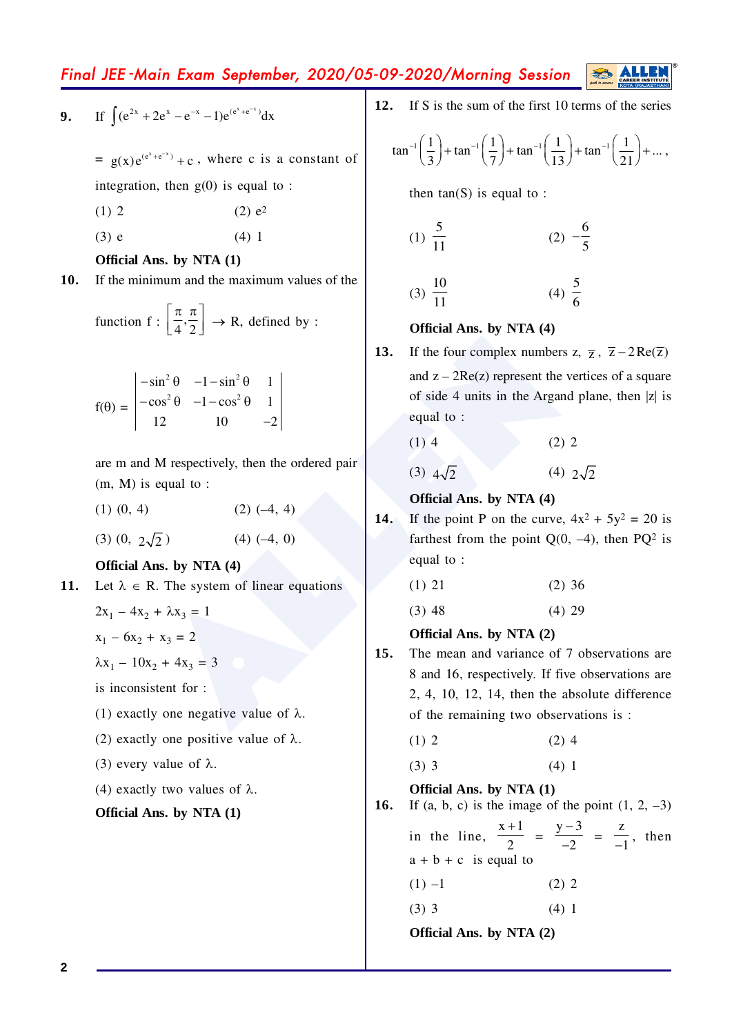**9.** If $\int (e^{2x} + 2e^{x} - e^{-x} - 1)e^{(e^{x}+e^{-x})}dx$

$= g(x)e^{(e^{x}+e^{-x})} + c$, where c is a constant of integration, then g(0) is equal to :

(1) 2 (2) $e^2$

(3) e (4) 1

**Official Ans. by NTA (1)**

**10.** If the minimum and the maximum values of the function $f : \left[\frac{\pi}{4}, \frac{\pi}{2}\right] \to R$, defined by :

$$f(\theta) = \begin{vmatrix} -\sin^2\theta & -1-\sin^2\theta & 1 \\ -\cos^2\theta & -1-\cos^2\theta & 1 \\ 12 & 10 & -2 \end{vmatrix}$$

are m and M respectively, then the ordered pair (m, M) is equal to :

(1) (0, 4) (2) (–4, 4)

(3) $(0, 2\sqrt{2})$ (4) (–4, 0)

**Official Ans. by NTA (4)**

**11.** Let $\lambda \in R$. The system of linear equations

$2x_1 - 4x_2 + \lambda x_3 = 1$

$x_1 - 6x_2 + x_3 = 2$

$\lambda x_1 - 10x_2 + 4x_3 = 3$

is inconsistent for :

(1) exactly one negative value of $\lambda$.

(2) exactly one positive value of $\lambda$.

(3) every value of $\lambda$.

(4) exactly two values of $\lambda$.

**Official Ans. by NTA (1)**

**12.** If S is the sum of the first 10 terms of the series

$$\tan^{-1}\left(\frac{1}{3}\right) + \tan^{-1}\left(\frac{1}{7}\right) + \tan^{-1}\left(\frac{1}{13}\right) + \tan^{-1}\left(\frac{1}{21}\right) + \ldots,$$

then tan(S) is equal to :

(1) $\frac{5}{11}$ (2) $-\frac{6}{5}$

(3) $\frac{10}{11}$ (4) $\frac{5}{6}$

**Official Ans. by NTA (4)**

**13.** If the four complex numbers z, $\bar{z}$, $\bar{z} - 2\text{Re}(\bar{z})$ and $z - 2\text{Re}(z)$ represent the vertices of a square of side 4 units in the Argand plane, then |z| is equal to :

(1) 4 (2) 2

(3) $4\sqrt{2}$ (4) $2\sqrt{2}$

**Official Ans. by NTA (4)**

**14.** If the point P on the curve, $4x^2 + 5y^2 = 20$ is farthest from the point Q(0, –4), then $PQ^2$ is equal to :

(1) 21 (2) 36

(3) 48 (4) 29

**Official Ans. by NTA (2)**

**15.** The mean and variance of 7 observations are 8 and 16, respectively. If five observations are 2, 4, 10, 12, 14, then the absolute difference of the remaining two observations is :

(1) 2 (2) 4

(3) 3 (4) 1

**Official Ans. by NTA (1)**

**16.** If (a, b, c) is the image of the point (1, 2, –3) in the line, $\frac{x+1}{2} = \frac{y-3}{-2} = \frac{z}{-1}$, then a + b + c is equal to

(1) –1 (2) 2

(3) 3 (4) 1

**Official Ans. by NTA (2)**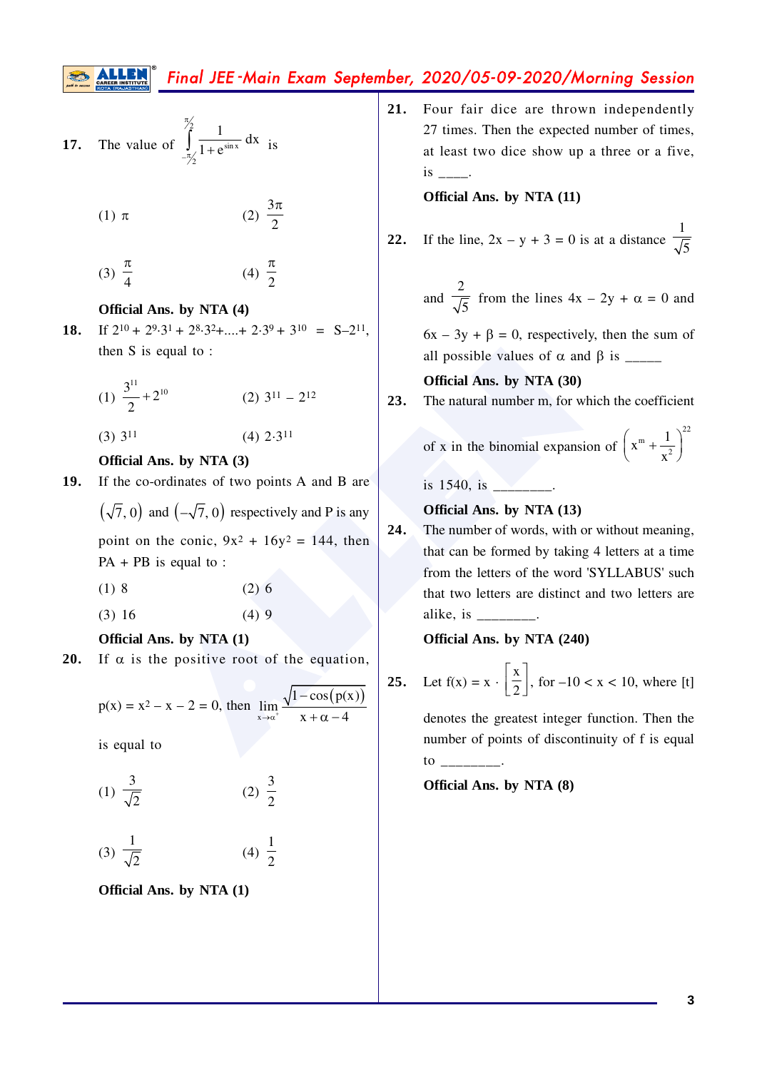**17.** The value of $\int_{-\pi/2}^{\pi/2} \frac{1}{1+e^{\sin x}} dx$ is

(1) $\pi$ (2) $\frac{3\pi}{2}$

(3) $\frac{\pi}{4}$ (4) $\frac{\pi}{2}$

**Official Ans. by NTA (4)**

**18.** If $2^{10} + 2^9 \cdot 3^1 + 2^8 \cdot 3^2 + \ldots + 2 \cdot 3^9 + 3^{10} = S - 2^{11}$, then S is equal to :

(1) $\frac{3^{11}}{2} + 2^{10}$ (2) $3^{11} - 2^{12}$

(3) $3^{11}$ (4) $2 \cdot 3^{11}$

**Official Ans. by NTA (3)**

**19.** If the co-ordinates of two points A and B are $(\sqrt{7}, 0)$ and $(-\sqrt{7}, 0)$ respectively and P is any point on the conic, $9x^2 + 16y^2 = 144$, then PA + PB is equal to :

(1) 8 (2) 6

(3) 16 (4) 9

**Official Ans. by NTA (1)**

**20.** If $\alpha$ is the positive root of the equation, $p(x) = x^2 - x - 2 = 0$, then $\lim_{x \to \alpha^+} \frac{\sqrt{1-\cos(p(x))}}{x+\alpha-4}$ is equal to

(1) $\frac{3}{\sqrt{2}}$ (2) $\frac{3}{2}$

(3) $\frac{1}{\sqrt{2}}$ (4) $\frac{1}{2}$

**Official Ans. by NTA (1)**

**21.** Four fair dice are thrown independently 27 times. Then the expected number of times, at least two dice show up a three or a five, is ____.

**Official Ans. by NTA (11)**

**22.** If the line, $2x - y + 3 = 0$ is at a distance $\frac{1}{\sqrt{5}}$ and $\frac{2}{\sqrt{5}}$ from the lines $4x - 2y + \alpha = 0$ and $6x - 3y + \beta = 0$, respectively, then the sum of all possible values of $\alpha$ and $\beta$ is _____

**Official Ans. by NTA (30)**

**23.** The natural number m, for which the coefficient of x in the binomial expansion of $\left(x^m + \frac{1}{x^2}\right)^{22}$ is 1540, is ________.

**Official Ans. by NTA (13)**

**24.** The number of words, with or without meaning, that can be formed by taking 4 letters at a time from the letters of the word 'SYLLABUS' such that two letters are distinct and two letters are alike, is ________.

**Official Ans. by NTA (240)**

**25.** Let $f(x) = x \cdot \left[\frac{x}{2}\right]$, for $-10 < x < 10$, where [t] denotes the greatest integer function. Then the number of points of discontinuity of f is equal to ________.

**Official Ans. by NTA (8)**